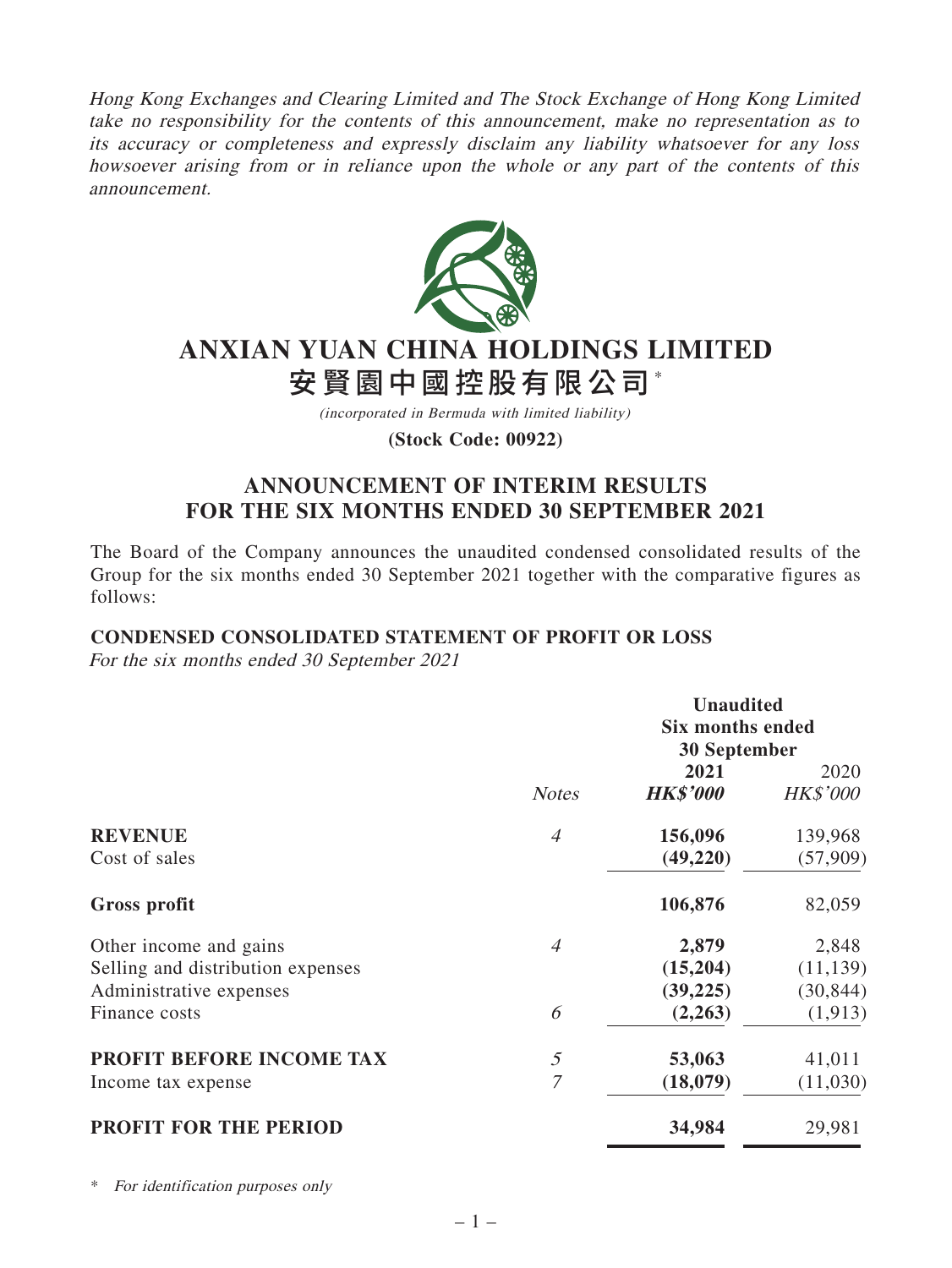*Hong Kong Exchanges and Clearing Limited and The Stock Exchange of Hong Kong Limited take no responsibility for the contents of this announcement, make no representation as to its accuracy or completeness and expressly disclaim any liability whatsoever for any loss howsoever arising from or in reliance upon the whole or any part of the contents of this announcement.*

# ANXIAN YUAN CHINA HOLDINGS LIMITED
# 安賢園中國控股有限公司*

*(incorporated in Bermuda with limited liability)*

**(Stock Code: 00922)**

## ANNOUNCEMENT OF INTERIM RESULTS FOR THE SIX MONTHS ENDED 30 SEPTEMBER 2021

The Board of the Company announces the unaudited condensed consolidated results of the Group for the six months ended 30 September 2021 together with the comparative figures as follows:

### CONDENSED CONSOLIDATED STATEMENT OF PROFIT OR LOSS

*For the six months ended 30 September 2021*

| | | Unaudited Six months ended 30 September | |
|---|---|---|---|
| | *Notes* | **2021** ***HK$'000*** | 2020 *HK$'000* |
| **REVENUE** | *4* | **156,096** | 139,968 |
| Cost of sales | | **(49,220)** | (57,909) |
| **Gross profit** | | **106,876** | 82,059 |
| Other income and gains | *4* | **2,879** | 2,848 |
| Selling and distribution expenses | | **(15,204)** | (11,139) |
| Administrative expenses | | **(39,225)** | (30,844) |
| Finance costs | *6* | **(2,263)** | (1,913) |
| **PROFIT BEFORE INCOME TAX** | *5* | **53,063** | 41,011 |
| Income tax expense | *7* | **(18,079)** | (11,030) |
| **PROFIT FOR THE PERIOD** | | **34,984** | 29,981 |

\* *For identification purposes only*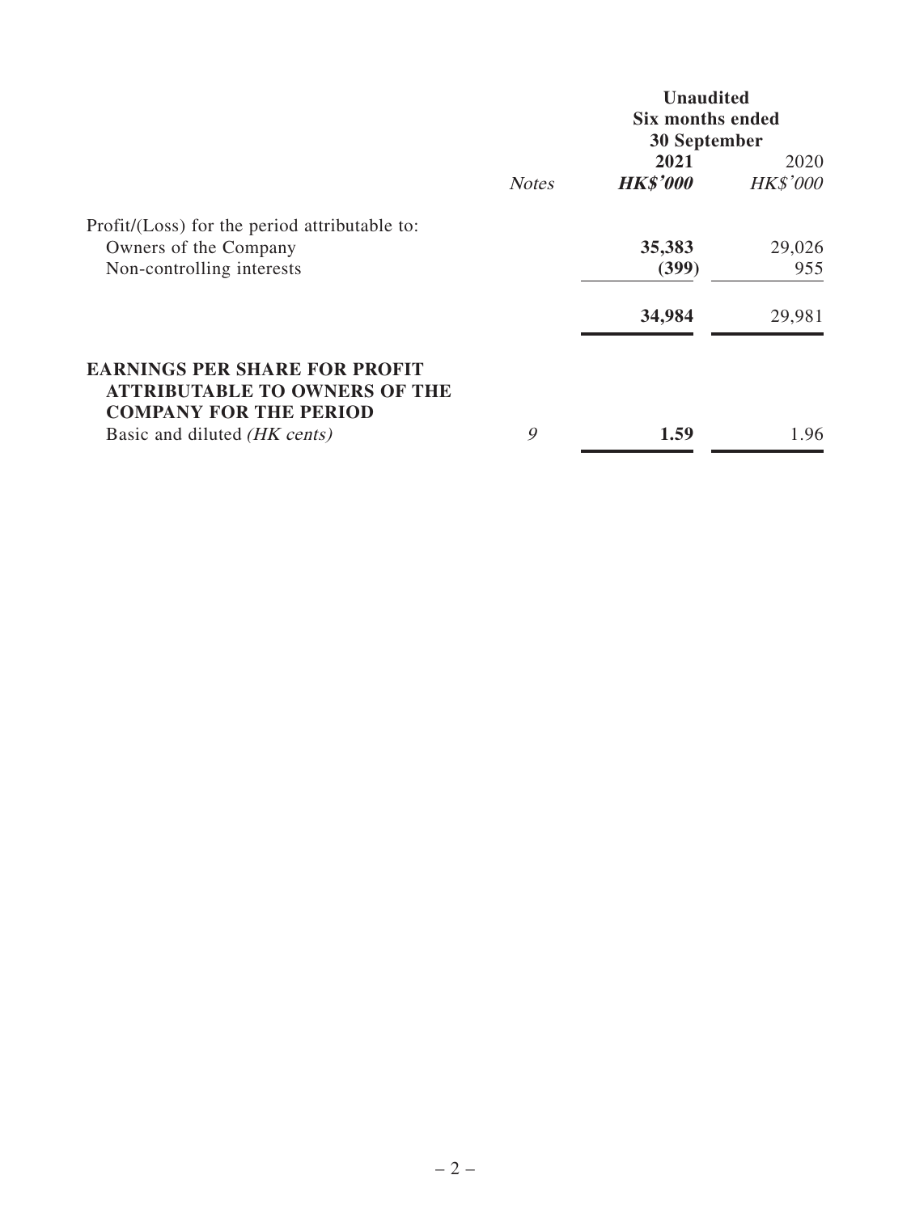| | Notes | Unaudited Six months ended 30 September 2021 HK$'000 | 2020 HK$'000 |
|---|---|---|---|
| Profit/(Loss) for the period attributable to: | | | |
| Owners of the Company | | **35,383** | 29,026 |
| Non-controlling interests | | **(399)** | 955 |
| | | **34,984** | 29,981 |
| **EARNINGS PER SHARE FOR PROFIT ATTRIBUTABLE TO OWNERS OF THE COMPANY FOR THE PERIOD** | | | |
| Basic and diluted *(HK cents)* | *9* | **1.59** | 1.96 |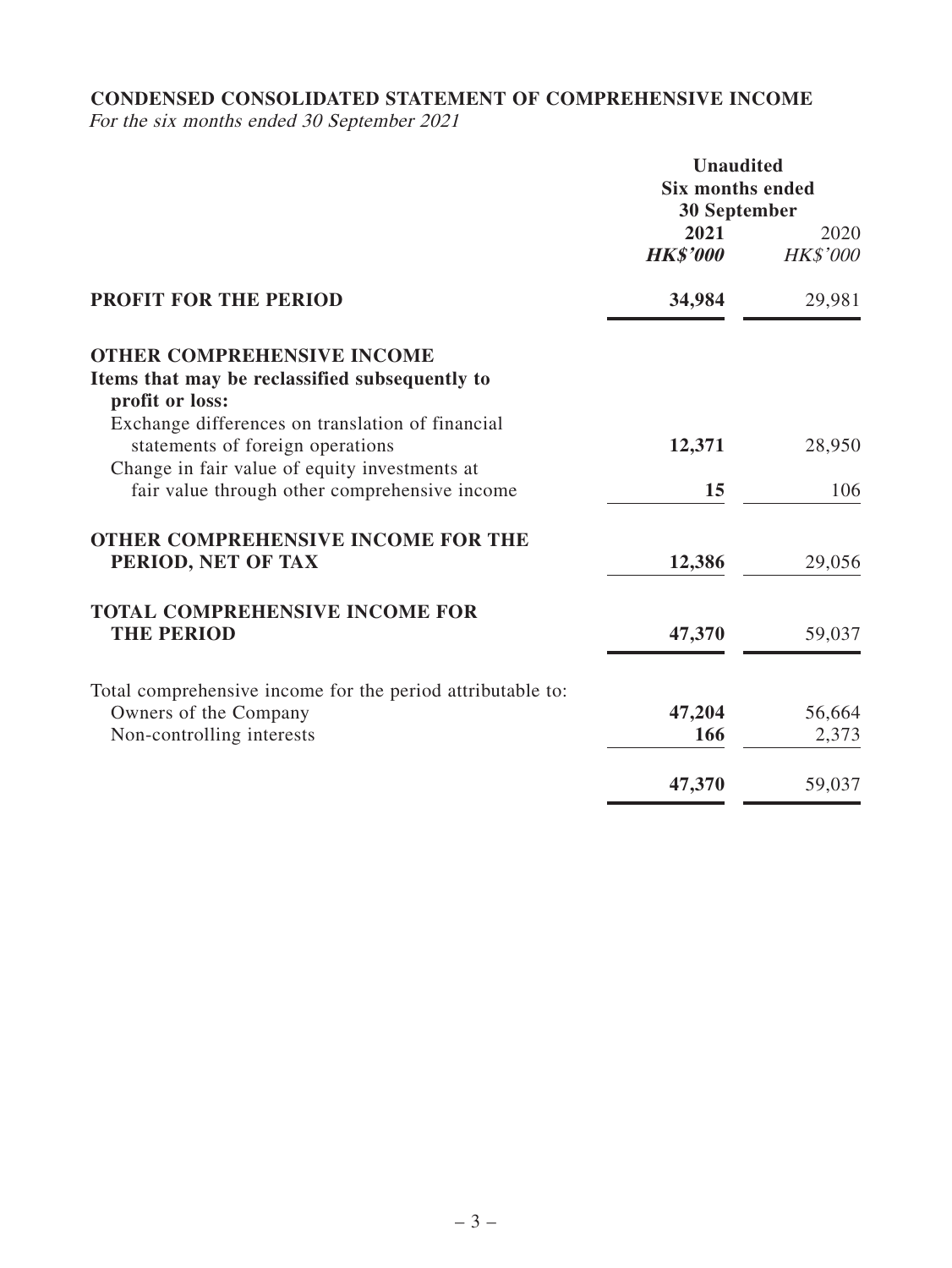**CONDENSED CONSOLIDATED STATEMENT OF COMPREHENSIVE INCOME**

*For the six months ended 30 September 2021*

| | **Unaudited Six months ended 30 September** | |
|---|---|---|
| | **2021** | 2020 |
| | ***HK$'000*** | *HK$'000* |
| **PROFIT FOR THE PERIOD** | **34,984** | 29,981 |
| **OTHER COMPREHENSIVE INCOME** | | |
| **Items that may be reclassified subsequently to profit or loss:** | | |
| Exchange differences on translation of financial statements of foreign operations | **12,371** | 28,950 |
| Change in fair value of equity investments at fair value through other comprehensive income | **15** | 106 |
| **OTHER COMPREHENSIVE INCOME FOR THE PERIOD, NET OF TAX** | **12,386** | 29,056 |
| **TOTAL COMPREHENSIVE INCOME FOR THE PERIOD** | **47,370** | 59,037 |
| Total comprehensive income for the period attributable to: | | |
| Owners of the Company | **47,204** | 56,664 |
| Non-controlling interests | **166** | 2,373 |
| | **47,370** | 59,037 |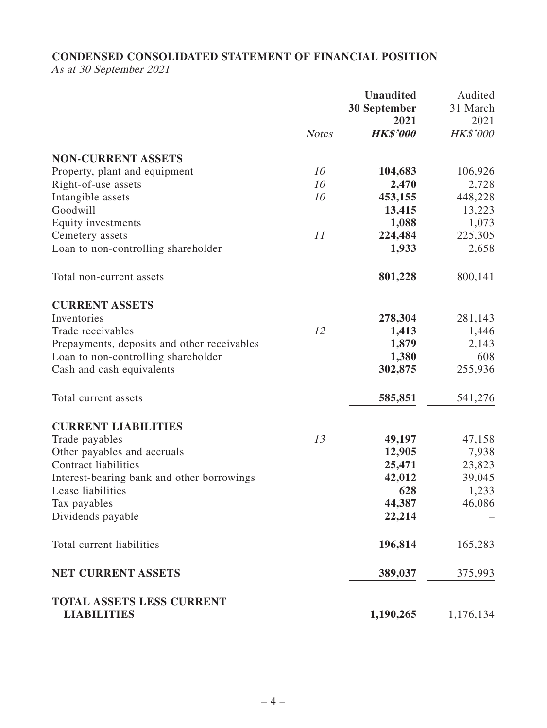**CONDENSED CONSOLIDATED STATEMENT OF FINANCIAL POSITION**

*As at 30 September 2021*

| | *Notes* | **Unaudited 30 September 2021** ***HK$'000*** | Audited 31 March 2021 *HK$'000* |
|---|---|---|---|
| **NON-CURRENT ASSETS** | | | |
| Property, plant and equipment | *10* | **104,683** | 106,926 |
| Right-of-use assets | *10* | **2,470** | 2,728 |
| Intangible assets | *10* | **453,155** | 448,228 |
| Goodwill | | **13,415** | 13,223 |
| Equity investments | | **1,088** | 1,073 |
| Cemetery assets | *11* | **224,484** | 225,305 |
| Loan to non-controlling shareholder | | **1,933** | 2,658 |
| Total non-current assets | | **801,228** | 800,141 |
| **CURRENT ASSETS** | | | |
| Inventories | | **278,304** | 281,143 |
| Trade receivables | *12* | **1,413** | 1,446 |
| Prepayments, deposits and other receivables | | **1,879** | 2,143 |
| Loan to non-controlling shareholder | | **1,380** | 608 |
| Cash and cash equivalents | | **302,875** | 255,936 |
| Total current assets | | **585,851** | 541,276 |
| **CURRENT LIABILITIES** | | | |
| Trade payables | *13* | **49,197** | 47,158 |
| Other payables and accruals | | **12,905** | 7,938 |
| Contract liabilities | | **25,471** | 23,823 |
| Interest-bearing bank and other borrowings | | **42,012** | 39,045 |
| Lease liabilities | | **628** | 1,233 |
| Tax payables | | **44,387** | 46,086 |
| Dividends payable | | **22,214** | – |
| Total current liabilities | | **196,814** | 165,283 |
| **NET CURRENT ASSETS** | | **389,037** | 375,993 |
| **TOTAL ASSETS LESS CURRENT LIABILITIES** | | **1,190,265** | 1,176,134 |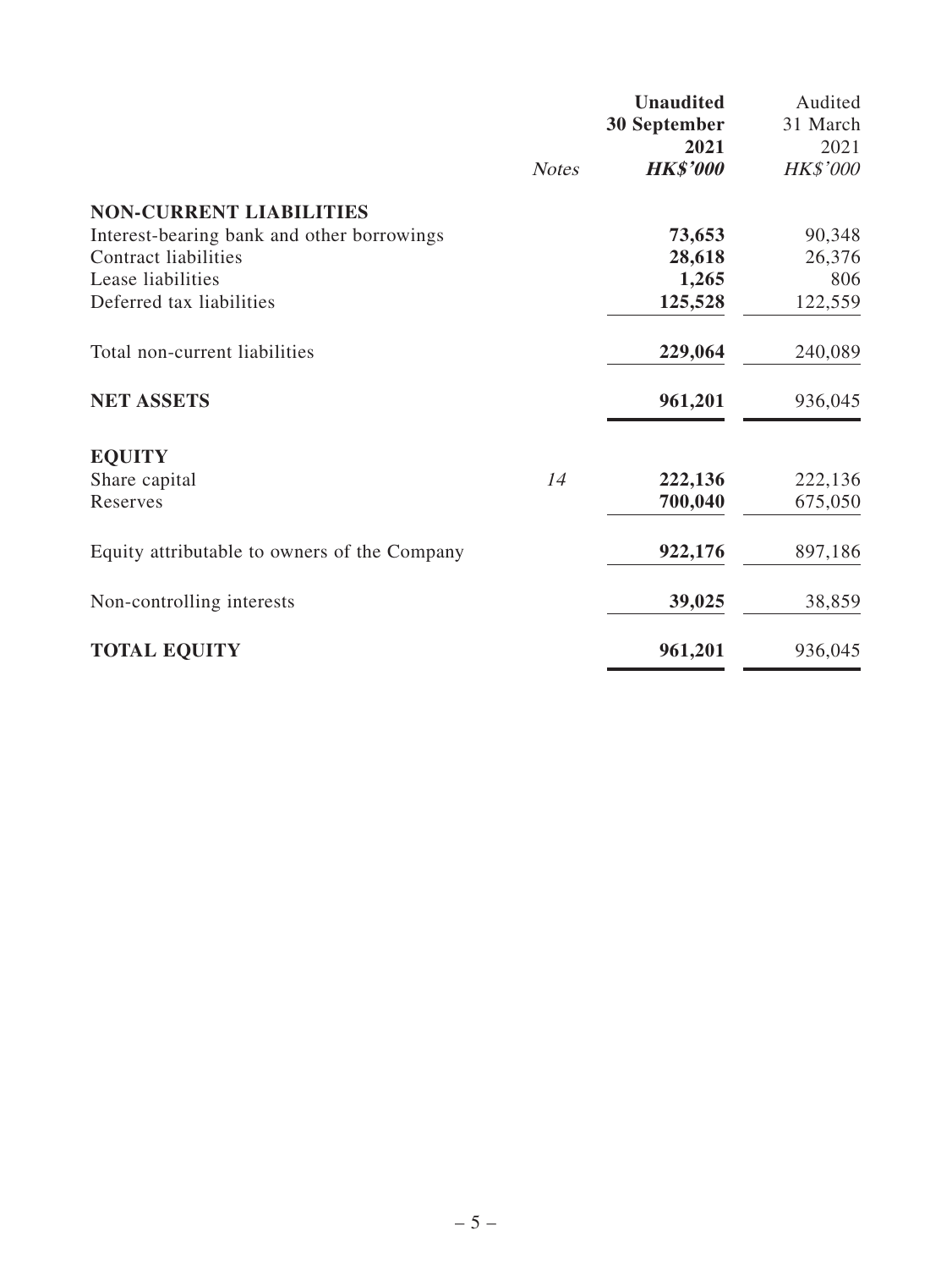| | Notes | **Unaudited 30 September 2021 *HK$'000*** | Audited 31 March 2021 *HK$'000* |
|---|---|---|---|
| **NON-CURRENT LIABILITIES** | | | |
| Interest-bearing bank and other borrowings | | **73,653** | 90,348 |
| Contract liabilities | | **28,618** | 26,376 |
| Lease liabilities | | **1,265** | 806 |
| Deferred tax liabilities | | **125,528** | 122,559 |
| Total non-current liabilities | | **229,064** | 240,089 |
| **NET ASSETS** | | **961,201** | 936,045 |
| **EQUITY** | | | |
| Share capital | *14* | **222,136** | 222,136 |
| Reserves | | **700,040** | 675,050 |
| Equity attributable to owners of the Company | | **922,176** | 897,186 |
| Non-controlling interests | | **39,025** | 38,859 |
| **TOTAL EQUITY** | | **961,201** | 936,045 |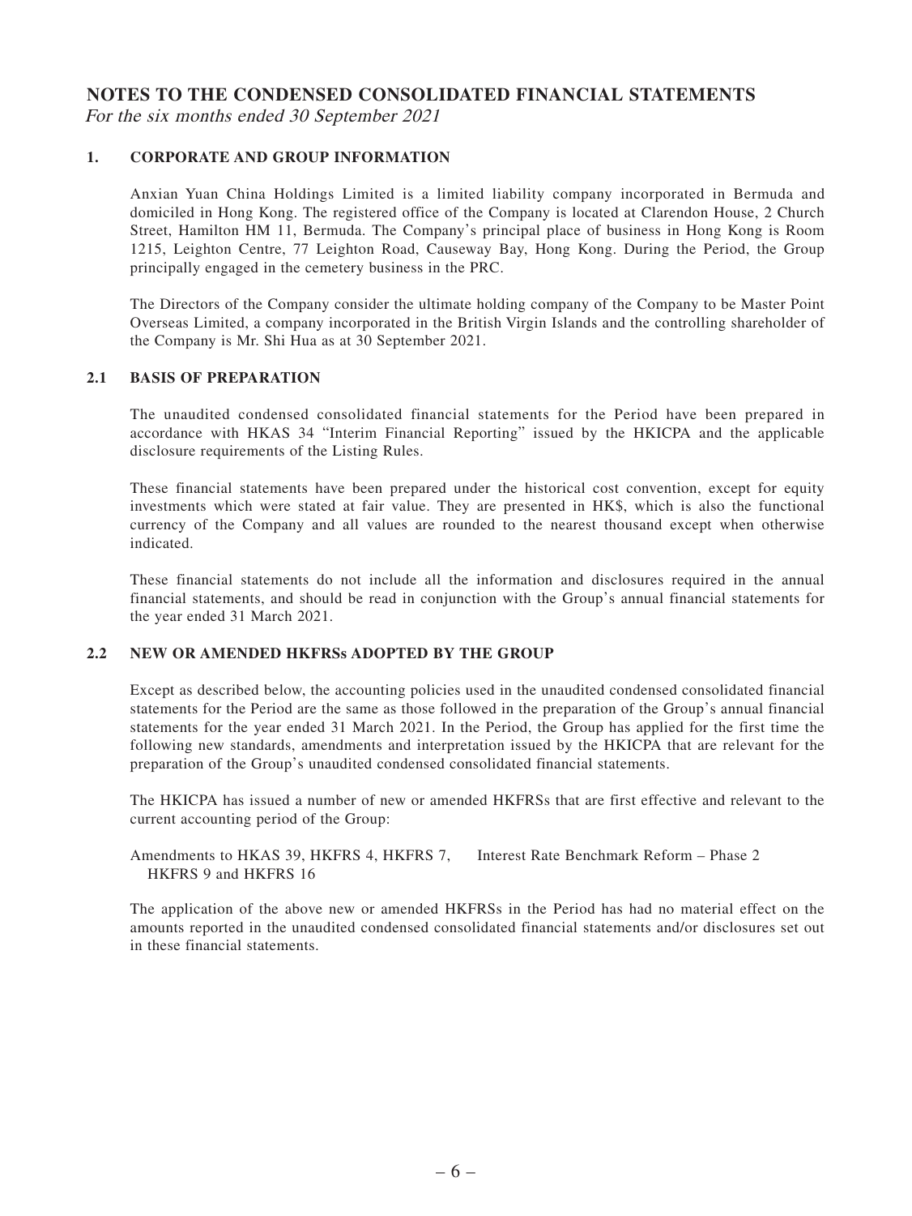# NOTES TO THE CONDENSED CONSOLIDATED FINANCIAL STATEMENTS

*For the six months ended 30 September 2021*

## 1. CORPORATE AND GROUP INFORMATION

Anxian Yuan China Holdings Limited is a limited liability company incorporated in Bermuda and domiciled in Hong Kong. The registered office of the Company is located at Clarendon House, 2 Church Street, Hamilton HM 11, Bermuda. The Company's principal place of business in Hong Kong is Room 1215, Leighton Centre, 77 Leighton Road, Causeway Bay, Hong Kong. During the Period, the Group principally engaged in the cemetery business in the PRC.

The Directors of the Company consider the ultimate holding company of the Company to be Master Point Overseas Limited, a company incorporated in the British Virgin Islands and the controlling shareholder of the Company is Mr. Shi Hua as at 30 September 2021.

## 2.1 BASIS OF PREPARATION

The unaudited condensed consolidated financial statements for the Period have been prepared in accordance with HKAS 34 "Interim Financial Reporting" issued by the HKICPA and the applicable disclosure requirements of the Listing Rules.

These financial statements have been prepared under the historical cost convention, except for equity investments which were stated at fair value. They are presented in HK$, which is also the functional currency of the Company and all values are rounded to the nearest thousand except when otherwise indicated.

These financial statements do not include all the information and disclosures required in the annual financial statements, and should be read in conjunction with the Group's annual financial statements for the year ended 31 March 2021.

## 2.2 NEW OR AMENDED HKFRSs ADOPTED BY THE GROUP

Except as described below, the accounting policies used in the unaudited condensed consolidated financial statements for the Period are the same as those followed in the preparation of the Group's annual financial statements for the year ended 31 March 2021. In the Period, the Group has applied for the first time the following new standards, amendments and interpretation issued by the HKICPA that are relevant for the preparation of the Group's unaudited condensed consolidated financial statements.

The HKICPA has issued a number of new or amended HKFRSs that are first effective and relevant to the current accounting period of the Group:

| | |
|---|---|
| Amendments to HKAS 39, HKFRS 4, HKFRS 7, HKFRS 9 and HKFRS 16 | Interest Rate Benchmark Reform – Phase 2 |

The application of the above new or amended HKFRSs in the Period has had no material effect on the amounts reported in the unaudited condensed consolidated financial statements and/or disclosures set out in these financial statements.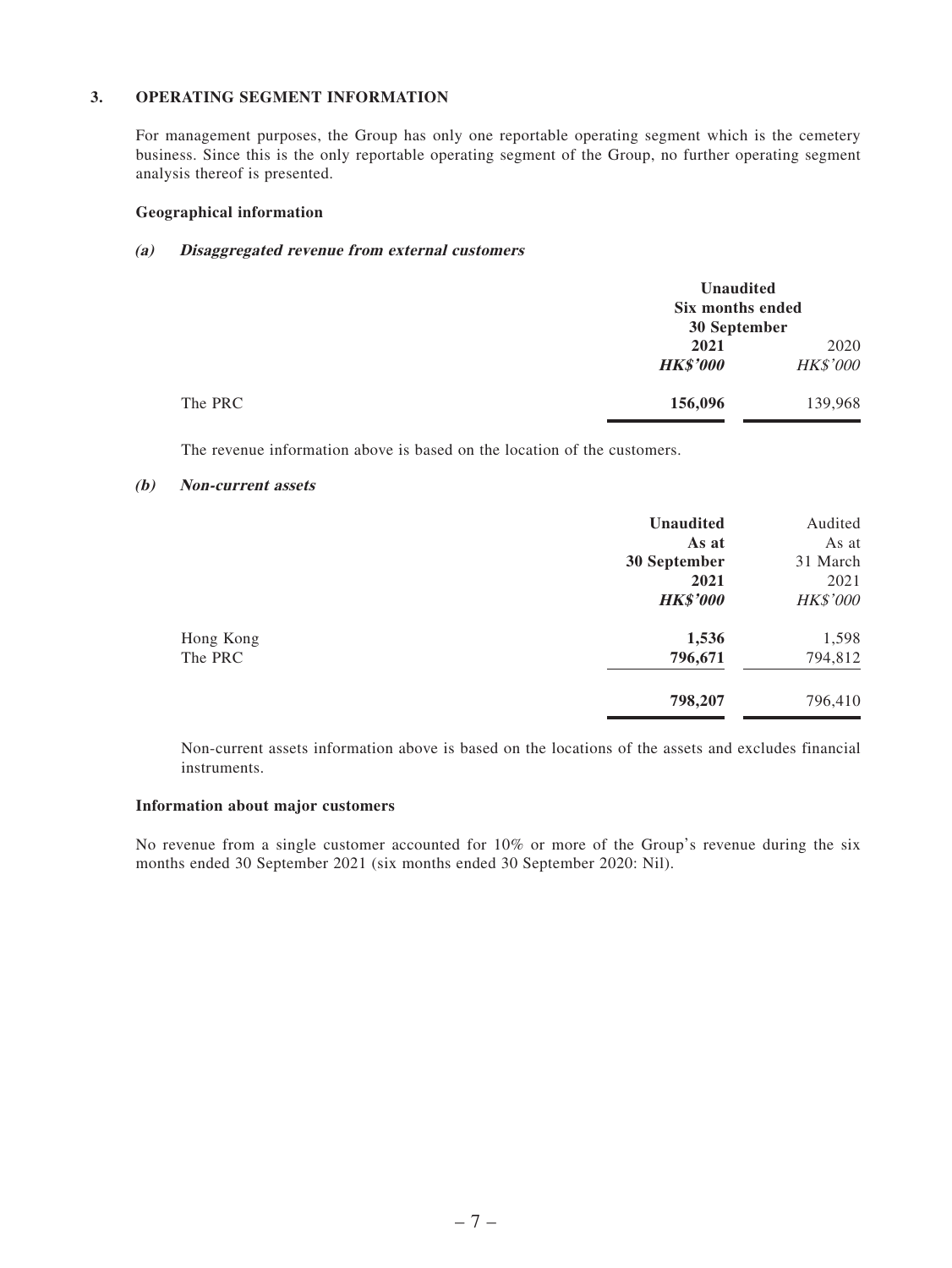## 3. OPERATING SEGMENT INFORMATION

For management purposes, the Group has only one reportable operating segment which is the cemetery business. Since this is the only reportable operating segment of the Group, no further operating segment analysis thereof is presented.

### Geographical information

#### (a) *Disaggregated revenue from external customers*

| | **Unaudited Six months ended 30 September** | |
|---|---|---|
| | **2021** | 2020 |
| | ***HK$'000*** | *HK$'000* |
| The PRC | **156,096** | 139,968 |

The revenue information above is based on the location of the customers.

#### (b) *Non-current assets*

| | **Unaudited As at 30 September 2021** | Audited As at 31 March 2021 |
|---|---|---|
| | ***HK$'000*** | *HK$'000* |
| Hong Kong | **1,536** | 1,598 |
| The PRC | **796,671** | 794,812 |
| | **798,207** | 796,410 |

Non-current assets information above is based on the locations of the assets and excludes financial instruments.

### Information about major customers

No revenue from a single customer accounted for 10% or more of the Group's revenue during the six months ended 30 September 2021 (six months ended 30 September 2020: Nil).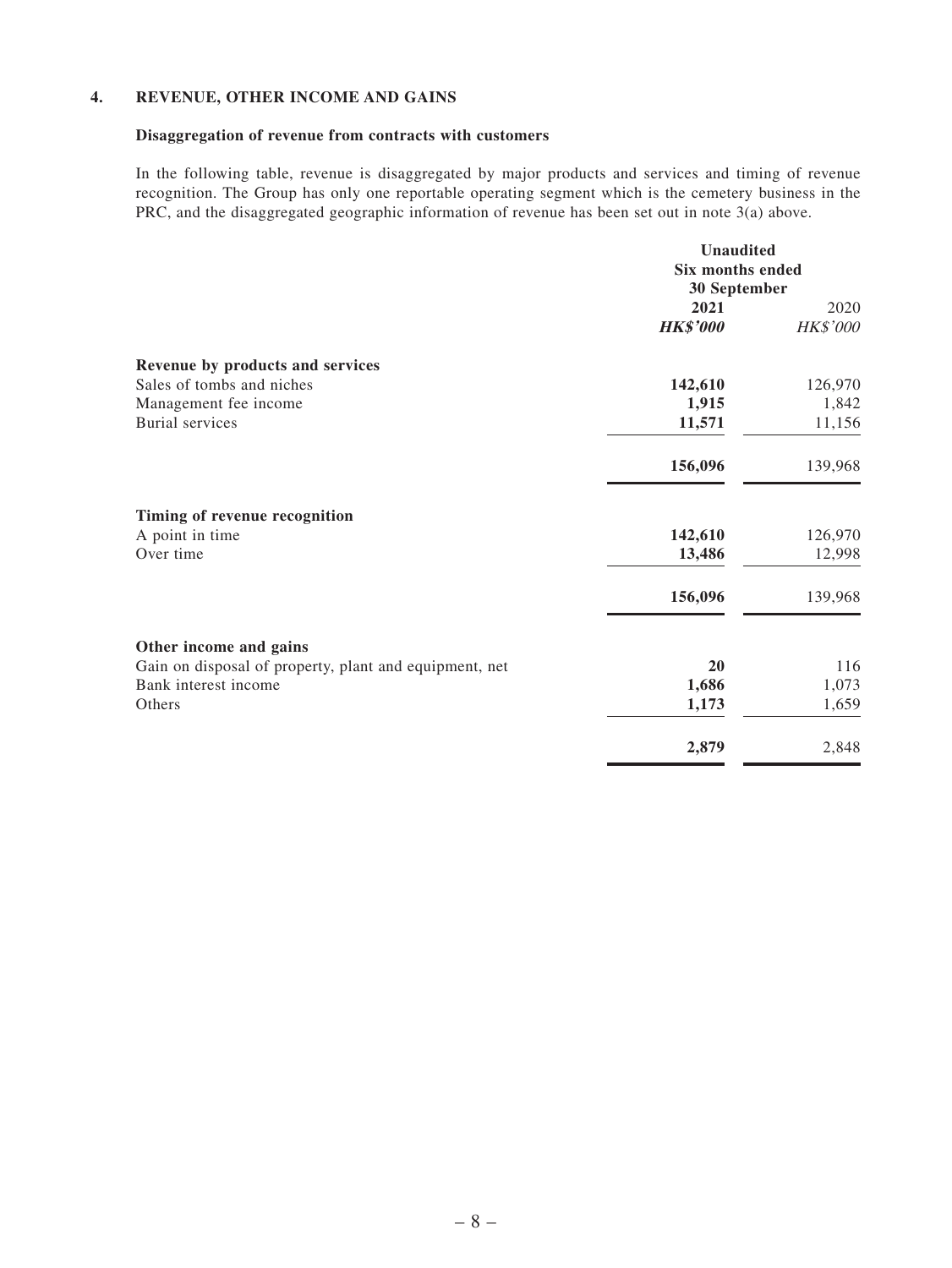## 4. REVENUE, OTHER INCOME AND GAINS

### Disaggregation of revenue from contracts with customers

In the following table, revenue is disaggregated by major products and services and timing of revenue recognition. The Group has only one reportable operating segment which is the cemetery business in the PRC, and the disaggregated geographic information of revenue has been set out in note 3(a) above.

| | Unaudited Six months ended 30 September | |
|---|---|---|
| | **2021** | 2020 |
| | ***HK$'000*** | *HK$'000* |
| **Revenue by products and services** | | |
| Sales of tombs and niches | **142,610** | 126,970 |
| Management fee income | **1,915** | 1,842 |
| Burial services | **11,571** | 11,156 |
| | **156,096** | 139,968 |
| **Timing of revenue recognition** | | |
| A point in time | **142,610** | 126,970 |
| Over time | **13,486** | 12,998 |
| | **156,096** | 139,968 |
| **Other income and gains** | | |
| Gain on disposal of property, plant and equipment, net | **20** | 116 |
| Bank interest income | **1,686** | 1,073 |
| Others | **1,173** | 1,659 |
| | **2,879** | 2,848 |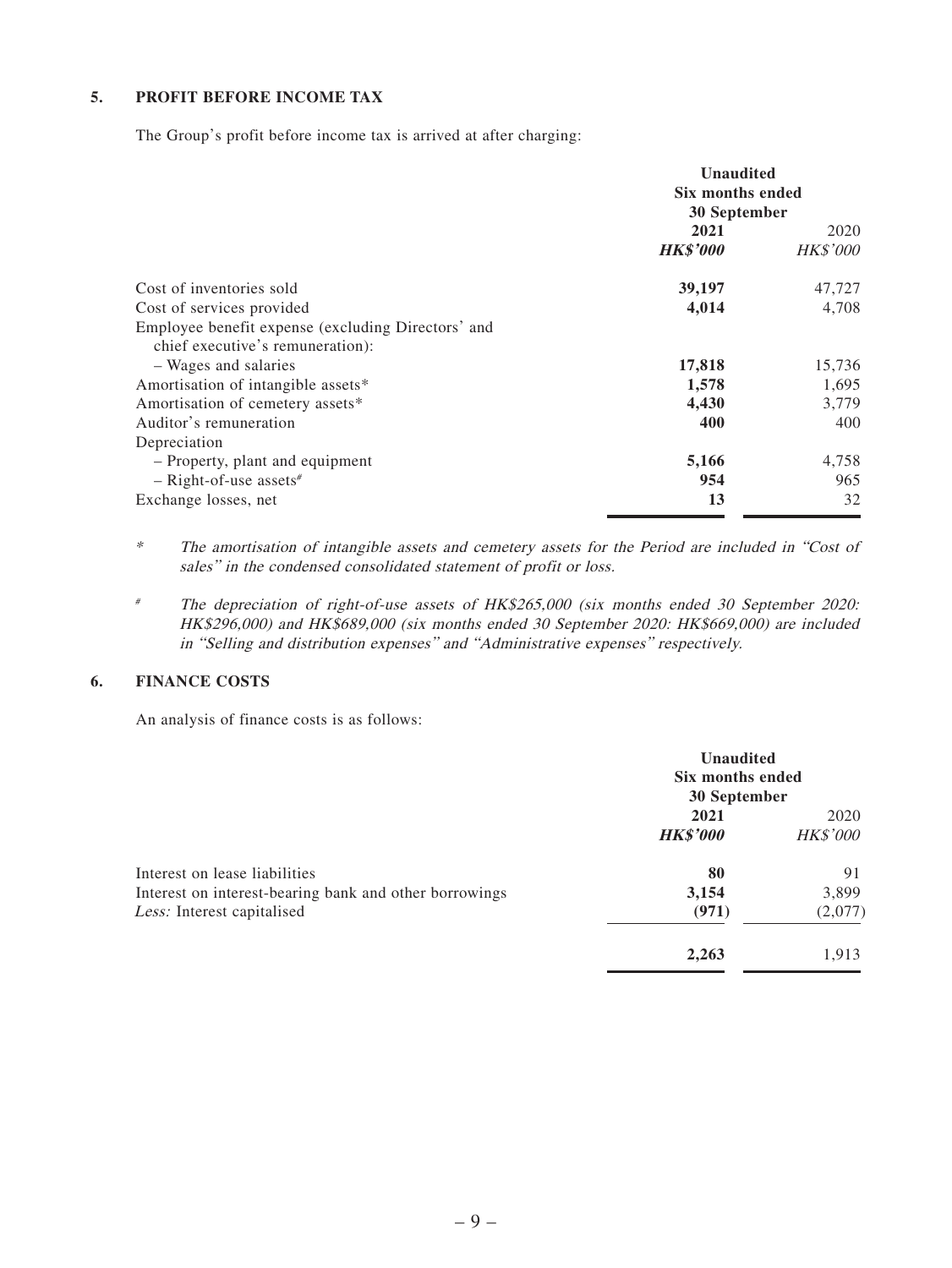## 5. PROFIT BEFORE INCOME TAX

The Group's profit before income tax is arrived at after charging:

| | Unaudited Six months ended 30 September | |
|---|---|---|
| | **2021** | 2020 |
| | ***HK$'000*** | *HK$'000* |
| Cost of inventories sold | **39,197** | 47,727 |
| Cost of services provided | **4,014** | 4,708 |
| Employee benefit expense (excluding Directors' and chief executive's remuneration): | | |
| – Wages and salaries | **17,818** | 15,736 |
| Amortisation of intangible assets* | **1,578** | 1,695 |
| Amortisation of cemetery assets* | **4,430** | 3,779 |
| Auditor's remuneration | **400** | 400 |
| Depreciation | | |
| – Property, plant and equipment | **5,166** | 4,758 |
| – Right-of-use assets# | **954** | 965 |
| Exchange losses, net | **13** | 32 |

\* *The amortisation of intangible assets and cemetery assets for the Period are included in "Cost of sales" in the condensed consolidated statement of profit or loss.*

\# *The depreciation of right-of-use assets of HK$265,000 (six months ended 30 September 2020: HK$296,000) and HK$689,000 (six months ended 30 September 2020: HK$669,000) are included in "Selling and distribution expenses" and "Administrative expenses" respectively.*

## 6. FINANCE COSTS

An analysis of finance costs is as follows:

| | Unaudited Six months ended 30 September | |
|---|---|---|
| | **2021** | 2020 |
| | ***HK$'000*** | *HK$'000* |
| Interest on lease liabilities | **80** | 91 |
| Interest on interest-bearing bank and other borrowings | **3,154** | 3,899 |
| *Less:* Interest capitalised | **(971)** | (2,077) |
| | **2,263** | 1,913 |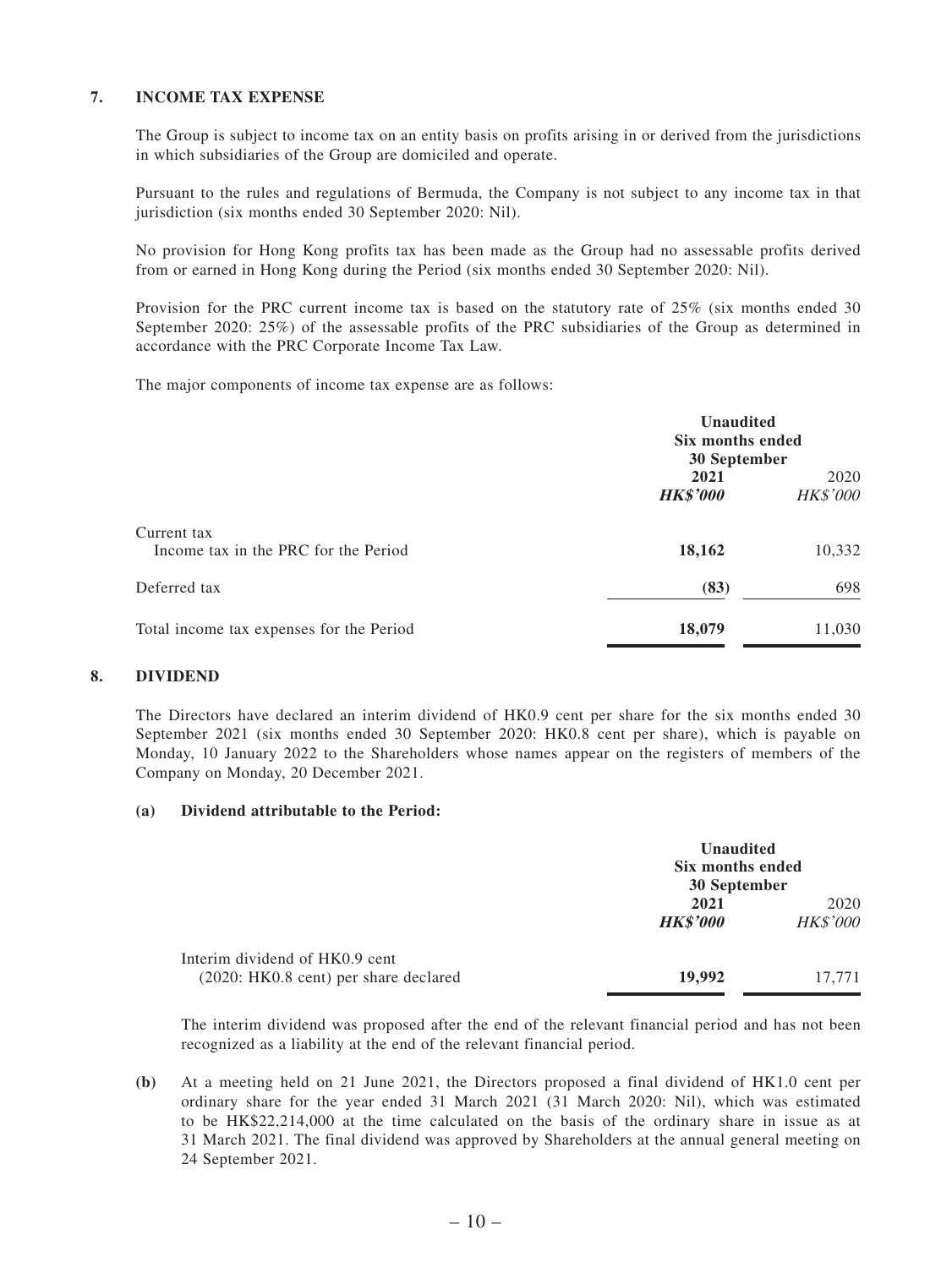## 7. INCOME TAX EXPENSE

The Group is subject to income tax on an entity basis on profits arising in or derived from the jurisdictions in which subsidiaries of the Group are domiciled and operate.

Pursuant to the rules and regulations of Bermuda, the Company is not subject to any income tax in that jurisdiction (six months ended 30 September 2020: Nil).

No provision for Hong Kong profits tax has been made as the Group had no assessable profits derived from or earned in Hong Kong during the Period (six months ended 30 September 2020: Nil).

Provision for the PRC current income tax is based on the statutory rate of 25% (six months ended 30 September 2020: 25%) of the assessable profits of the PRC subsidiaries of the Group as determined in accordance with the PRC Corporate Income Tax Law.

The major components of income tax expense are as follows:

| | Unaudited Six months ended 30 September | |
|---|---|---|
| | **2021** | 2020 |
| | ***HK$'000*** | *HK$'000* |
| Current tax | | |
| Income tax in the PRC for the Period | **18,162** | 10,332 |
| Deferred tax | **(83)** | 698 |
| Total income tax expenses for the Period | **18,079** | 11,030 |

## 8. DIVIDEND

The Directors have declared an interim dividend of HK0.9 cent per share for the six months ended 30 September 2021 (six months ended 30 September 2020: HK0.8 cent per share), which is payable on Monday, 10 January 2022 to the Shareholders whose names appear on the registers of members of the Company on Monday, 20 December 2021.

**(a) Dividend attributable to the Period:**

| | Unaudited Six months ended 30 September | |
|---|---|---|
| | **2021** | 2020 |
| | ***HK$'000*** | *HK$'000* |
| Interim dividend of HK0.9 cent (2020: HK0.8 cent) per share declared | **19,992** | 17,771 |

The interim dividend was proposed after the end of the relevant financial period and has not been recognized as a liability at the end of the relevant financial period.

**(b)** At a meeting held on 21 June 2021, the Directors proposed a final dividend of HK1.0 cent per ordinary share for the year ended 31 March 2021 (31 March 2020: Nil), which was estimated to be HK$22,214,000 at the time calculated on the basis of the ordinary share in issue as at 31 March 2021. The final dividend was approved by Shareholders at the annual general meeting on 24 September 2021.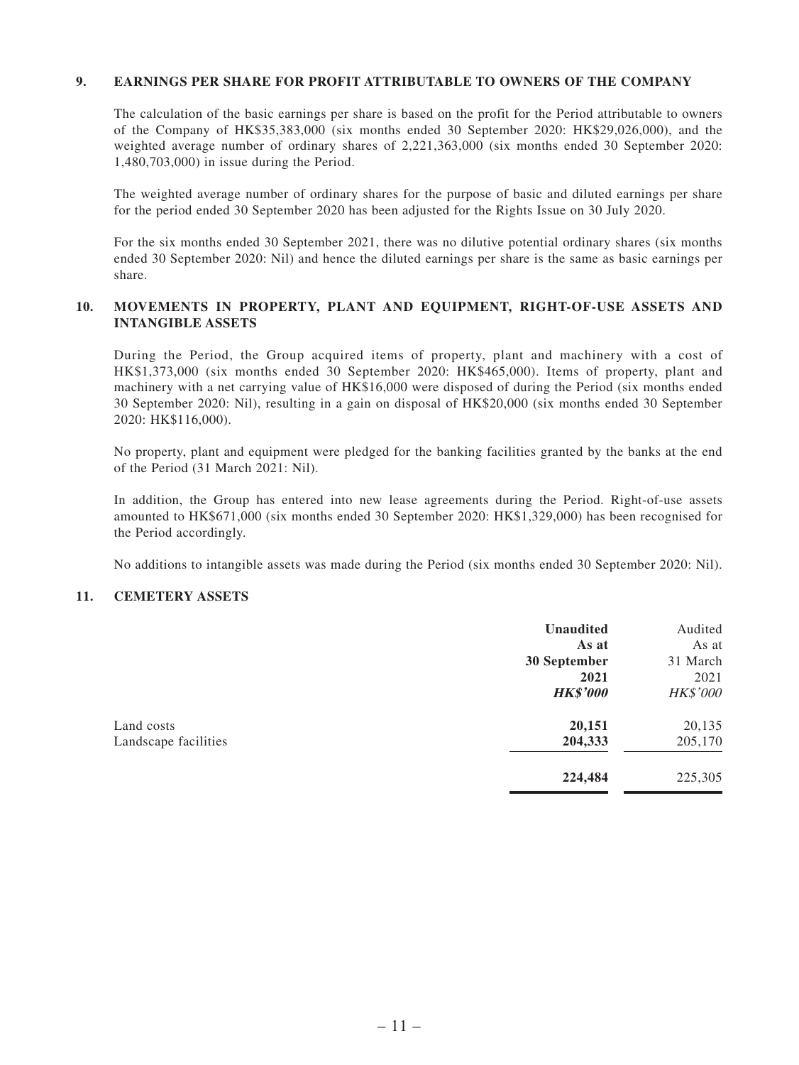## 9. EARNINGS PER SHARE FOR PROFIT ATTRIBUTABLE TO OWNERS OF THE COMPANY

The calculation of the basic earnings per share is based on the profit for the Period attributable to owners of the Company of HK$35,383,000 (six months ended 30 September 2020: HK$29,026,000), and the weighted average number of ordinary shares of 2,221,363,000 (six months ended 30 September 2020: 1,480,703,000) in issue during the Period.

The weighted average number of ordinary shares for the purpose of basic and diluted earnings per share for the period ended 30 September 2020 has been adjusted for the Rights Issue on 30 July 2020.

For the six months ended 30 September 2021, there was no dilutive potential ordinary shares (six months ended 30 September 2020: Nil) and hence the diluted earnings per share is the same as basic earnings per share.

## 10. MOVEMENTS IN PROPERTY, PLANT AND EQUIPMENT, RIGHT-OF-USE ASSETS AND INTANGIBLE ASSETS

During the Period, the Group acquired items of property, plant and machinery with a cost of HK$1,373,000 (six months ended 30 September 2020: HK$465,000). Items of property, plant and machinery with a net carrying value of HK$16,000 were disposed of during the Period (six months ended 30 September 2020: Nil), resulting in a gain on disposal of HK$20,000 (six months ended 30 September 2020: HK$116,000).

No property, plant and equipment were pledged for the banking facilities granted by the banks at the end of the Period (31 March 2021: Nil).

In addition, the Group has entered into new lease agreements during the Period. Right-of-use assets amounted to HK$671,000 (six months ended 30 September 2020: HK$1,329,000) has been recognised for the Period accordingly.

No additions to intangible assets was made during the Period (six months ended 30 September 2020: Nil).

## 11. CEMETERY ASSETS

| | **Unaudited As at 30 September 2021** ***HK$'000*** | Audited As at 31 March 2021 *HK$'000* |
|---|---|---|
| Land costs | **20,151** | 20,135 |
| Landscape facilities | **204,333** | 205,170 |
| | **224,484** | 225,305 |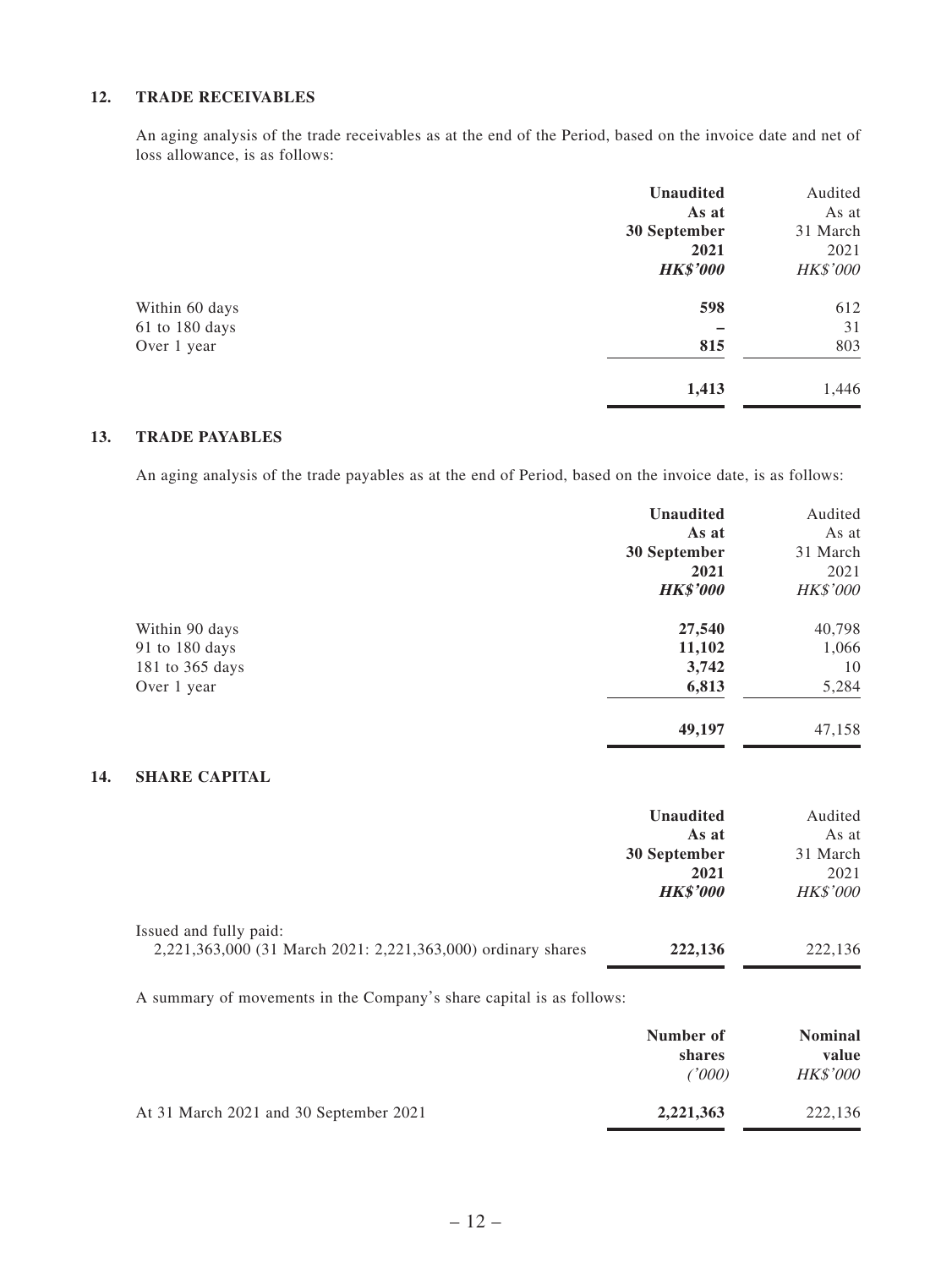### 12. TRADE RECEIVABLES

An aging analysis of the trade receivables as at the end of the Period, based on the invoice date and net of loss allowance, is as follows:

| | **Unaudited As at 30 September 2021 *HK$'000*** | Audited As at 31 March 2021 *HK$'000* |
|---|---|---|
| Within 60 days | **598** | 612 |
| 61 to 180 days | **–** | 31 |
| Over 1 year | **815** | 803 |
| | **1,413** | 1,446 |

### 13. TRADE PAYABLES

An aging analysis of the trade payables as at the end of Period, based on the invoice date, is as follows:

| | **Unaudited As at 30 September 2021 *HK$'000*** | Audited As at 31 March 2021 *HK$'000* |
|---|---|---|
| Within 90 days | **27,540** | 40,798 |
| 91 to 180 days | **11,102** | 1,066 |
| 181 to 365 days | **3,742** | 10 |
| Over 1 year | **6,813** | 5,284 |
| | **49,197** | 47,158 |

### 14. SHARE CAPITAL

| | **Unaudited As at 30 September 2021 *HK$'000*** | Audited As at 31 March 2021 *HK$'000* |
|---|---|---|
| Issued and fully paid: 2,221,363,000 (31 March 2021: 2,221,363,000) ordinary shares | **222,136** | 222,136 |

A summary of movements in the Company's share capital is as follows:

| | **Number of shares *('000)*** | **Nominal value** *HK$'000* |
|---|---|---|
| At 31 March 2021 and 30 September 2021 | **2,221,363** | 222,136 |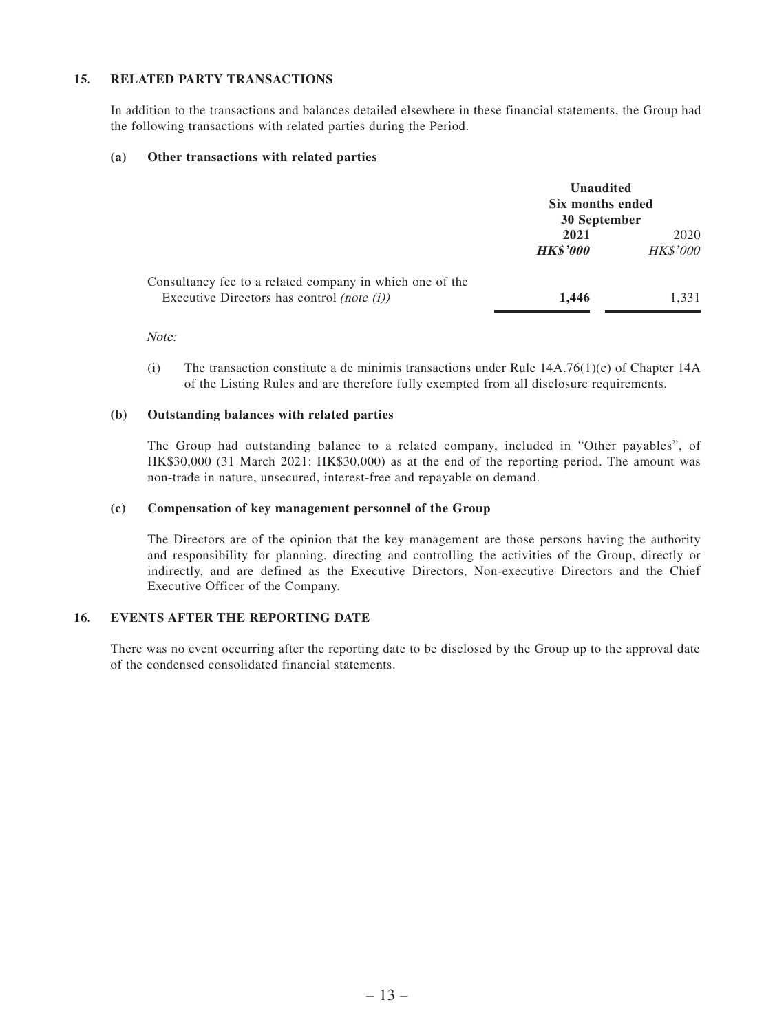## 15. RELATED PARTY TRANSACTIONS

In addition to the transactions and balances detailed elsewhere in these financial statements, the Group had the following transactions with related parties during the Period.

### (a) Other transactions with related parties

| | Unaudited Six months ended 30 September | |
|---|---|---|
| | **2021** | 2020 |
| | ***HK$'000*** | *HK$'000* |
| Consultancy fee to a related company in which one of the Executive Directors has control *(note (i))* | **1,446** | 1,331 |

*Note:*

(i) The transaction constitute a de minimis transactions under Rule 14A.76(1)(c) of Chapter 14A of the Listing Rules and are therefore fully exempted from all disclosure requirements.

### (b) Outstanding balances with related parties

The Group had outstanding balance to a related company, included in "Other payables", of HK$30,000 (31 March 2021: HK$30,000) as at the end of the reporting period. The amount was non-trade in nature, unsecured, interest-free and repayable on demand.

### (c) Compensation of key management personnel of the Group

The Directors are of the opinion that the key management are those persons having the authority and responsibility for planning, directing and controlling the activities of the Group, directly or indirectly, and are defined as the Executive Directors, Non-executive Directors and the Chief Executive Officer of the Company.

## 16. EVENTS AFTER THE REPORTING DATE

There was no event occurring after the reporting date to be disclosed by the Group up to the approval date of the condensed consolidated financial statements.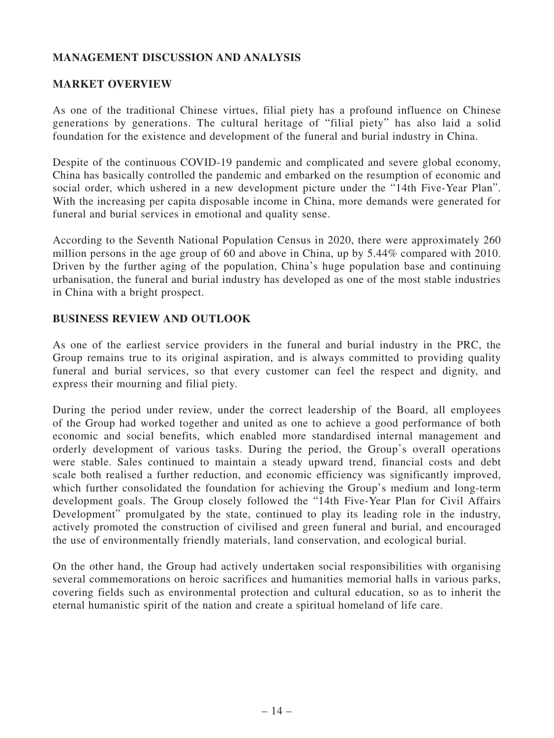## MANAGEMENT DISCUSSION AND ANALYSIS

### MARKET OVERVIEW

As one of the traditional Chinese virtues, filial piety has a profound influence on Chinese generations by generations. The cultural heritage of "filial piety" has also laid a solid foundation for the existence and development of the funeral and burial industry in China.

Despite of the continuous COVID-19 pandemic and complicated and severe global economy, China has basically controlled the pandemic and embarked on the resumption of economic and social order, which ushered in a new development picture under the "14th Five-Year Plan". With the increasing per capita disposable income in China, more demands were generated for funeral and burial services in emotional and quality sense.

According to the Seventh National Population Census in 2020, there were approximately 260 million persons in the age group of 60 and above in China, up by 5.44% compared with 2010. Driven by the further aging of the population, China's huge population base and continuing urbanisation, the funeral and burial industry has developed as one of the most stable industries in China with a bright prospect.

### BUSINESS REVIEW AND OUTLOOK

As one of the earliest service providers in the funeral and burial industry in the PRC, the Group remains true to its original aspiration, and is always committed to providing quality funeral and burial services, so that every customer can feel the respect and dignity, and express their mourning and filial piety.

During the period under review, under the correct leadership of the Board, all employees of the Group had worked together and united as one to achieve a good performance of both economic and social benefits, which enabled more standardised internal management and orderly development of various tasks. During the period, the Group's overall operations were stable. Sales continued to maintain a steady upward trend, financial costs and debt scale both realised a further reduction, and economic efficiency was significantly improved, which further consolidated the foundation for achieving the Group's medium and long-term development goals. The Group closely followed the "14th Five-Year Plan for Civil Affairs Development" promulgated by the state, continued to play its leading role in the industry, actively promoted the construction of civilised and green funeral and burial, and encouraged the use of environmentally friendly materials, land conservation, and ecological burial.

On the other hand, the Group had actively undertaken social responsibilities with organising several commemorations on heroic sacrifices and humanities memorial halls in various parks, covering fields such as environmental protection and cultural education, so as to inherit the eternal humanistic spirit of the nation and create a spiritual homeland of life care.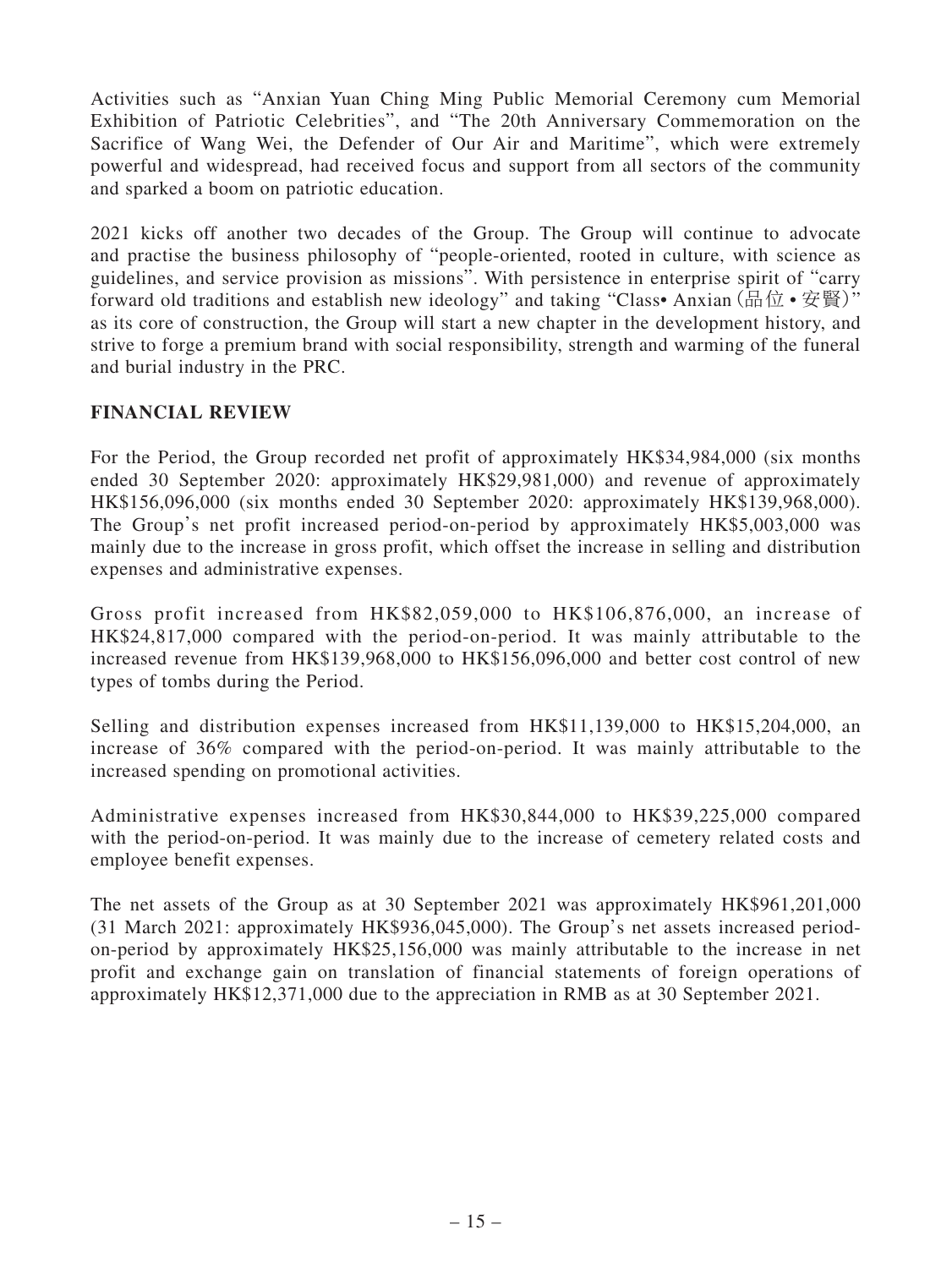Activities such as "Anxian Yuan Ching Ming Public Memorial Ceremony cum Memorial Exhibition of Patriotic Celebrities", and "The 20th Anniversary Commemoration on the Sacrifice of Wang Wei, the Defender of Our Air and Maritime", which were extremely powerful and widespread, had received focus and support from all sectors of the community and sparked a boom on patriotic education.

2021 kicks off another two decades of the Group. The Group will continue to advocate and practise the business philosophy of "people-oriented, rooted in culture, with science as guidelines, and service provision as missions". With persistence in enterprise spirit of "carry forward old traditions and establish new ideology" and taking "Class• Anxian (品位 • 安賢)" as its core of construction, the Group will start a new chapter in the development history, and strive to forge a premium brand with social responsibility, strength and warming of the funeral and burial industry in the PRC.

## FINANCIAL REVIEW

For the Period, the Group recorded net profit of approximately HK$34,984,000 (six months ended 30 September 2020: approximately HK$29,981,000) and revenue of approximately HK$156,096,000 (six months ended 30 September 2020: approximately HK$139,968,000). The Group's net profit increased period-on-period by approximately HK$5,003,000 was mainly due to the increase in gross profit, which offset the increase in selling and distribution expenses and administrative expenses.

Gross profit increased from HK$82,059,000 to HK$106,876,000, an increase of HK$24,817,000 compared with the period-on-period. It was mainly attributable to the increased revenue from HK$139,968,000 to HK$156,096,000 and better cost control of new types of tombs during the Period.

Selling and distribution expenses increased from HK$11,139,000 to HK$15,204,000, an increase of 36% compared with the period-on-period. It was mainly attributable to the increased spending on promotional activities.

Administrative expenses increased from HK$30,844,000 to HK$39,225,000 compared with the period-on-period. It was mainly due to the increase of cemetery related costs and employee benefit expenses.

The net assets of the Group as at 30 September 2021 was approximately HK$961,201,000 (31 March 2021: approximately HK$936,045,000). The Group's net assets increased period-on-period by approximately HK$25,156,000 was mainly attributable to the increase in net profit and exchange gain on translation of financial statements of foreign operations of approximately HK$12,371,000 due to the appreciation in RMB as at 30 September 2021.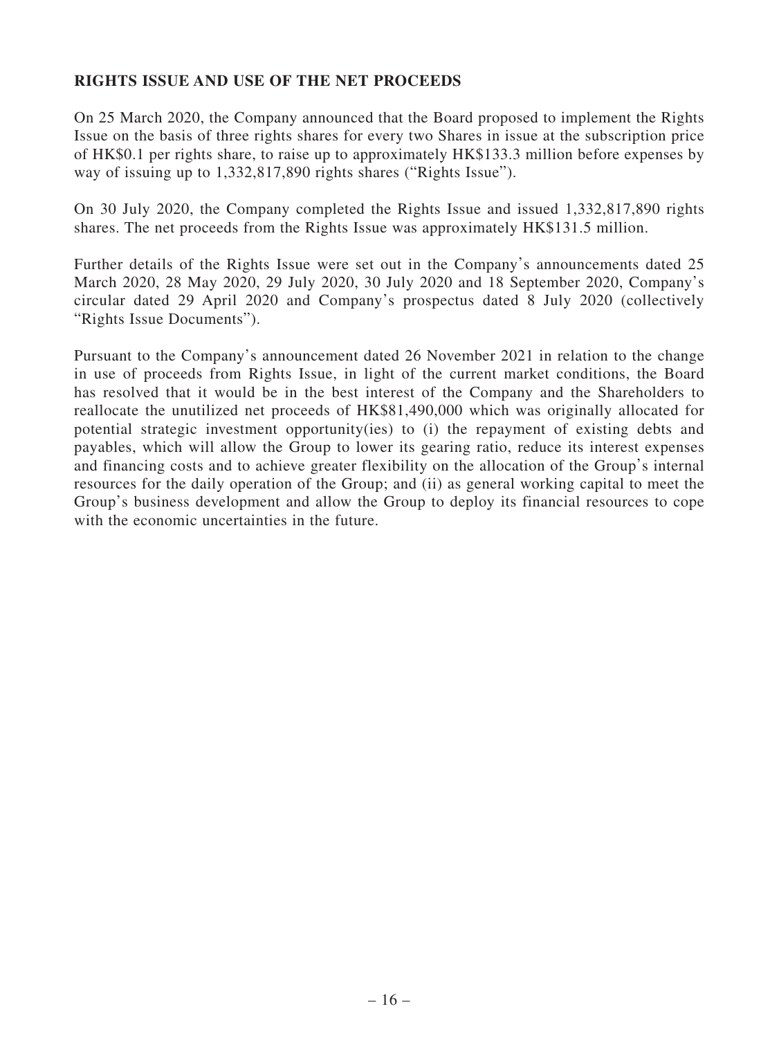## RIGHTS ISSUE AND USE OF THE NET PROCEEDS

On 25 March 2020, the Company announced that the Board proposed to implement the Rights Issue on the basis of three rights shares for every two Shares in issue at the subscription price of HK$0.1 per rights share, to raise up to approximately HK$133.3 million before expenses by way of issuing up to 1,332,817,890 rights shares ("Rights Issue").

On 30 July 2020, the Company completed the Rights Issue and issued 1,332,817,890 rights shares. The net proceeds from the Rights Issue was approximately HK$131.5 million.

Further details of the Rights Issue were set out in the Company's announcements dated 25 March 2020, 28 May 2020, 29 July 2020, 30 July 2020 and 18 September 2020, Company's circular dated 29 April 2020 and Company's prospectus dated 8 July 2020 (collectively "Rights Issue Documents").

Pursuant to the Company's announcement dated 26 November 2021 in relation to the change in use of proceeds from Rights Issue, in light of the current market conditions, the Board has resolved that it would be in the best interest of the Company and the Shareholders to reallocate the unutilized net proceeds of HK$81,490,000 which was originally allocated for potential strategic investment opportunity(ies) to (i) the repayment of existing debts and payables, which will allow the Group to lower its gearing ratio, reduce its interest expenses and financing costs and to achieve greater flexibility on the allocation of the Group's internal resources for the daily operation of the Group; and (ii) as general working capital to meet the Group's business development and allow the Group to deploy its financial resources to cope with the economic uncertainties in the future.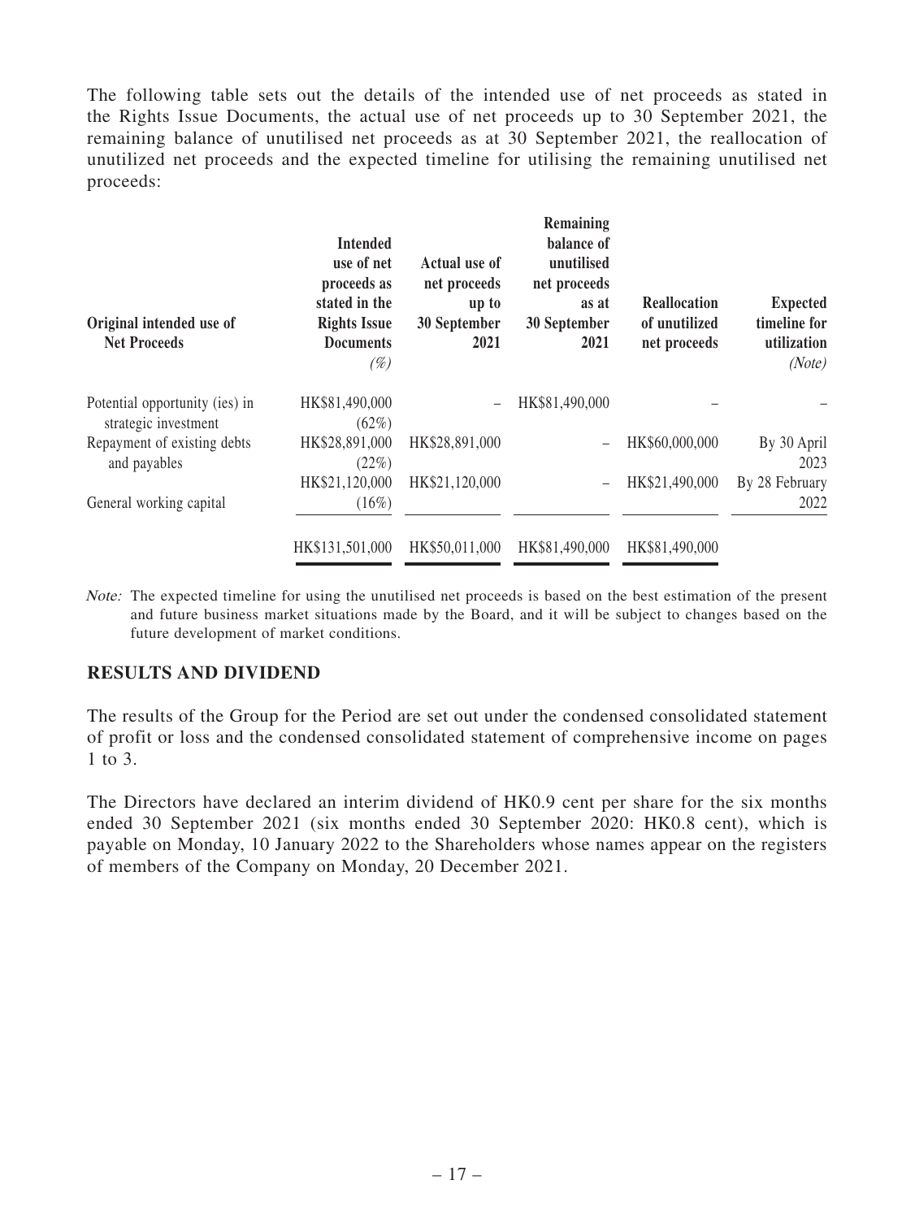The following table sets out the details of the intended use of net proceeds as stated in the Rights Issue Documents, the actual use of net proceeds up to 30 September 2021, the remaining balance of unutilised net proceeds as at 30 September 2021, the reallocation of unutilized net proceeds and the expected timeline for utilising the remaining unutilised net proceeds:

| Original intended use of Net Proceeds | Intended use of net proceeds as stated in the Rights Issue Documents (%) | Actual use of net proceeds up to 30 September 2021 | Remaining balance of unutilised net proceeds as at 30 September 2021 | Reallocation of unutilized net proceeds | Expected timeline for utilization (Note) |
|---|---|---|---|---|---|
| Potential opportunity (ies) in strategic investment | HK$81,490,000 (62%) | – | HK$81,490,000 | – | – |
| Repayment of existing debts and payables | HK$28,891,000 (22%) | HK$28,891,000 | – | HK$60,000,000 | By 30 April 2023 |
| General working capital | HK$21,120,000 (16%) | HK$21,120,000 | – | HK$21,490,000 | By 28 February 2022 |
| | HK$131,501,000 | HK$50,011,000 | HK$81,490,000 | HK$81,490,000 | |

*Note:* The expected timeline for using the unutilised net proceeds is based on the best estimation of the present and future business market situations made by the Board, and it will be subject to changes based on the future development of market conditions.

## RESULTS AND DIVIDEND

The results of the Group for the Period are set out under the condensed consolidated statement of profit or loss and the condensed consolidated statement of comprehensive income on pages 1 to 3.

The Directors have declared an interim dividend of HK0.9 cent per share for the six months ended 30 September 2021 (six months ended 30 September 2020: HK0.8 cent), which is payable on Monday, 10 January 2022 to the Shareholders whose names appear on the registers of members of the Company on Monday, 20 December 2021.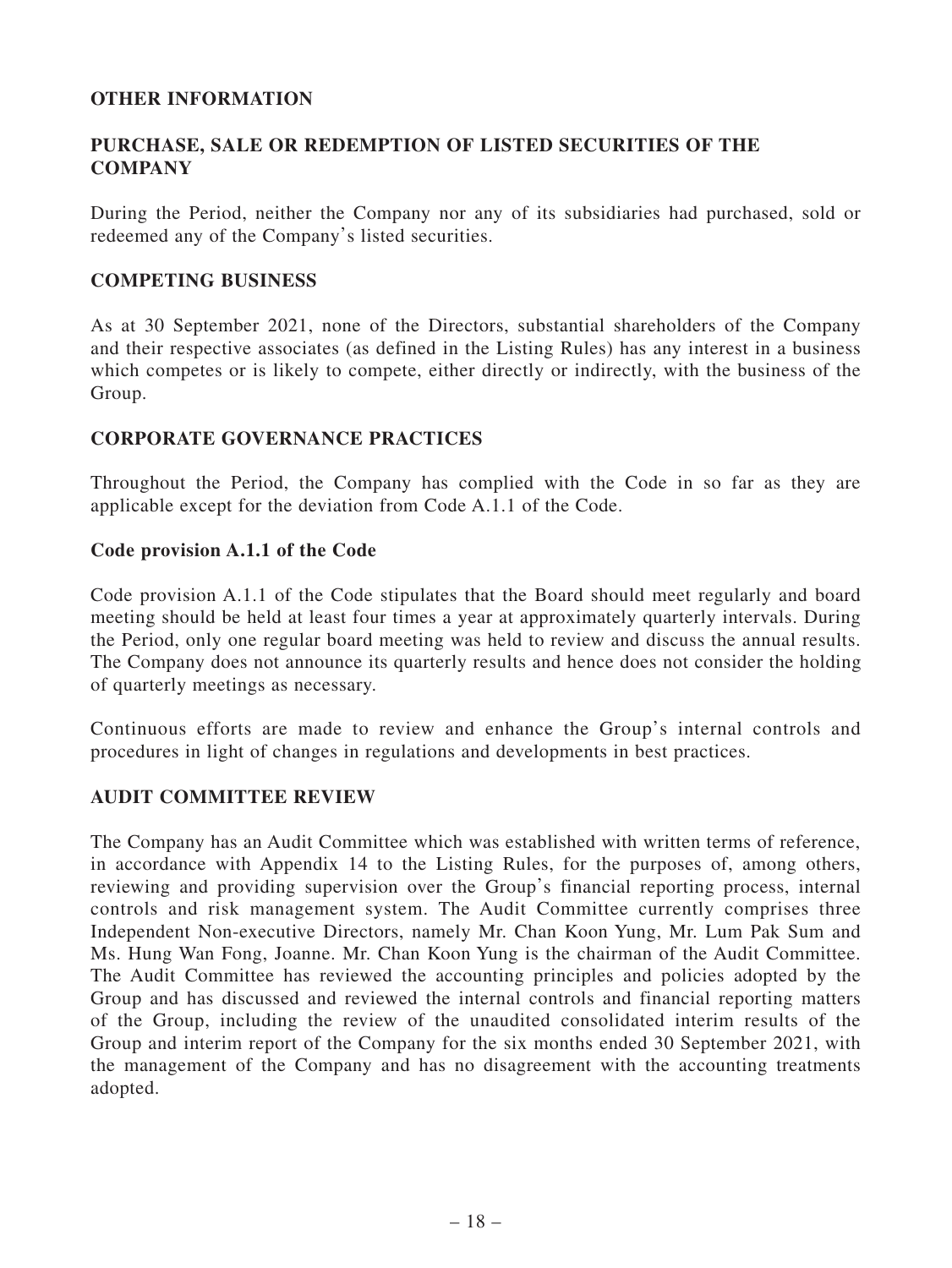## OTHER INFORMATION

### PURCHASE, SALE OR REDEMPTION OF LISTED SECURITIES OF THE COMPANY

During the Period, neither the Company nor any of its subsidiaries had purchased, sold or redeemed any of the Company's listed securities.

### COMPETING BUSINESS

As at 30 September 2021, none of the Directors, substantial shareholders of the Company and their respective associates (as defined in the Listing Rules) has any interest in a business which competes or is likely to compete, either directly or indirectly, with the business of the Group.

### CORPORATE GOVERNANCE PRACTICES

Throughout the Period, the Company has complied with the Code in so far as they are applicable except for the deviation from Code A.1.1 of the Code.

#### Code provision A.1.1 of the Code

Code provision A.1.1 of the Code stipulates that the Board should meet regularly and board meeting should be held at least four times a year at approximately quarterly intervals. During the Period, only one regular board meeting was held to review and discuss the annual results. The Company does not announce its quarterly results and hence does not consider the holding of quarterly meetings as necessary.

Continuous efforts are made to review and enhance the Group's internal controls and procedures in light of changes in regulations and developments in best practices.

### AUDIT COMMITTEE REVIEW

The Company has an Audit Committee which was established with written terms of reference, in accordance with Appendix 14 to the Listing Rules, for the purposes of, among others, reviewing and providing supervision over the Group's financial reporting process, internal controls and risk management system. The Audit Committee currently comprises three Independent Non-executive Directors, namely Mr. Chan Koon Yung, Mr. Lum Pak Sum and Ms. Hung Wan Fong, Joanne. Mr. Chan Koon Yung is the chairman of the Audit Committee. The Audit Committee has reviewed the accounting principles and policies adopted by the Group and has discussed and reviewed the internal controls and financial reporting matters of the Group, including the review of the unaudited consolidated interim results of the Group and interim report of the Company for the six months ended 30 September 2021, with the management of the Company and has no disagreement with the accounting treatments adopted.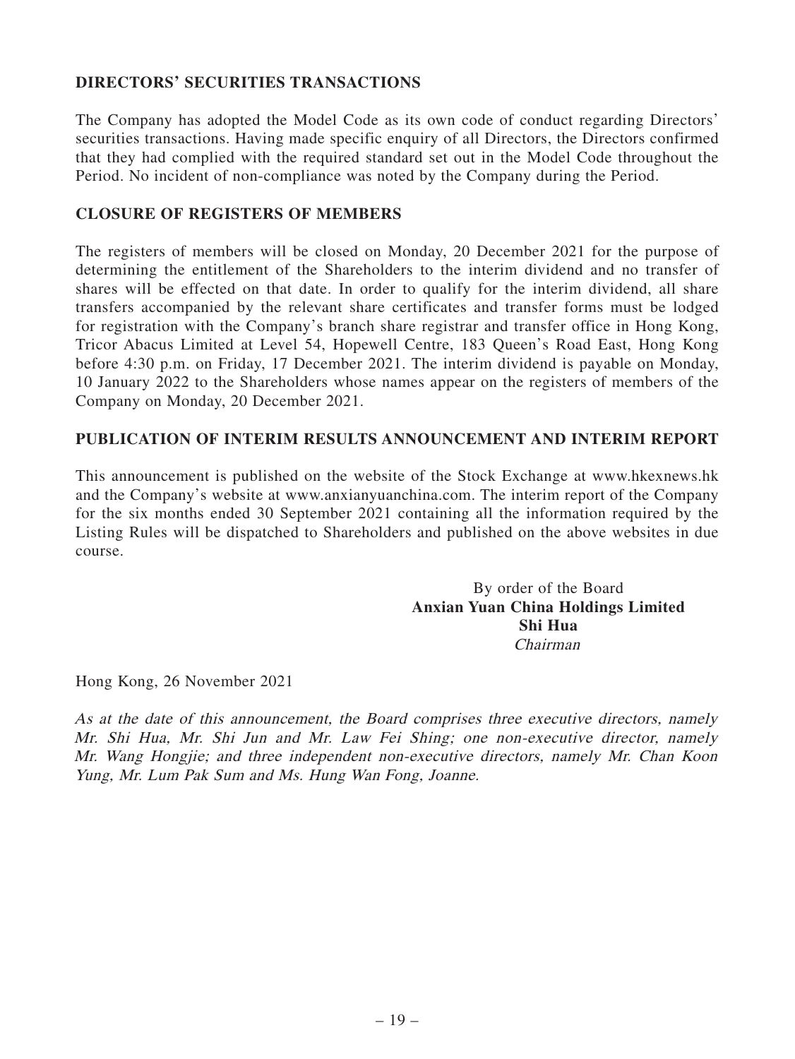## DIRECTORS' SECURITIES TRANSACTIONS

The Company has adopted the Model Code as its own code of conduct regarding Directors' securities transactions. Having made specific enquiry of all Directors, the Directors confirmed that they had complied with the required standard set out in the Model Code throughout the Period. No incident of non-compliance was noted by the Company during the Period.

## CLOSURE OF REGISTERS OF MEMBERS

The registers of members will be closed on Monday, 20 December 2021 for the purpose of determining the entitlement of the Shareholders to the interim dividend and no transfer of shares will be effected on that date. In order to qualify for the interim dividend, all share transfers accompanied by the relevant share certificates and transfer forms must be lodged for registration with the Company's branch share registrar and transfer office in Hong Kong, Tricor Abacus Limited at Level 54, Hopewell Centre, 183 Queen's Road East, Hong Kong before 4:30 p.m. on Friday, 17 December 2021. The interim dividend is payable on Monday, 10 January 2022 to the Shareholders whose names appear on the registers of members of the Company on Monday, 20 December 2021.

## PUBLICATION OF INTERIM RESULTS ANNOUNCEMENT AND INTERIM REPORT

This announcement is published on the website of the Stock Exchange at www.hkexnews.hk and the Company's website at www.anxianyuanchina.com. The interim report of the Company for the six months ended 30 September 2021 containing all the information required by the Listing Rules will be dispatched to Shareholders and published on the above websites in due course.

By order of the Board
**Anxian Yuan China Holdings Limited**
**Shi Hua**
*Chairman*

Hong Kong, 26 November 2021

*As at the date of this announcement, the Board comprises three executive directors, namely Mr. Shi Hua, Mr. Shi Jun and Mr. Law Fei Shing; one non-executive director, namely Mr. Wang Hongjie; and three independent non-executive directors, namely Mr. Chan Koon Yung, Mr. Lum Pak Sum and Ms. Hung Wan Fong, Joanne.*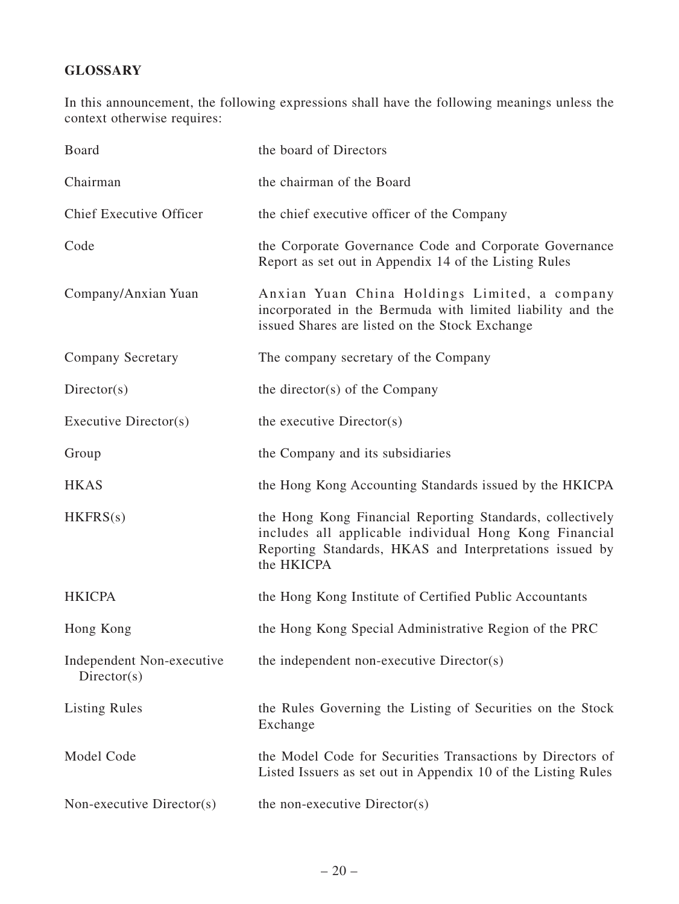## GLOSSARY

In this announcement, the following expressions shall have the following meanings unless the context otherwise requires:

| | |
|---|---|
| Board | the board of Directors |
| Chairman | the chairman of the Board |
| Chief Executive Officer | the chief executive officer of the Company |
| Code | the Corporate Governance Code and Corporate Governance Report as set out in Appendix 14 of the Listing Rules |
| Company/Anxian Yuan | Anxian Yuan China Holdings Limited, a company incorporated in the Bermuda with limited liability and the issued Shares are listed on the Stock Exchange |
| Company Secretary | The company secretary of the Company |
| Director(s) | the director(s) of the Company |
| Executive Director(s) | the executive Director(s) |
| Group | the Company and its subsidiaries |
| HKAS | the Hong Kong Accounting Standards issued by the HKICPA |
| HKFRS(s) | the Hong Kong Financial Reporting Standards, collectively includes all applicable individual Hong Kong Financial Reporting Standards, HKAS and Interpretations issued by the HKICPA |
| HKICPA | the Hong Kong Institute of Certified Public Accountants |
| Hong Kong | the Hong Kong Special Administrative Region of the PRC |
| Independent Non-executive Director(s) | the independent non-executive Director(s) |
| Listing Rules | the Rules Governing the Listing of Securities on the Stock Exchange |
| Model Code | the Model Code for Securities Transactions by Directors of Listed Issuers as set out in Appendix 10 of the Listing Rules |
| Non-executive Director(s) | the non-executive Director(s) |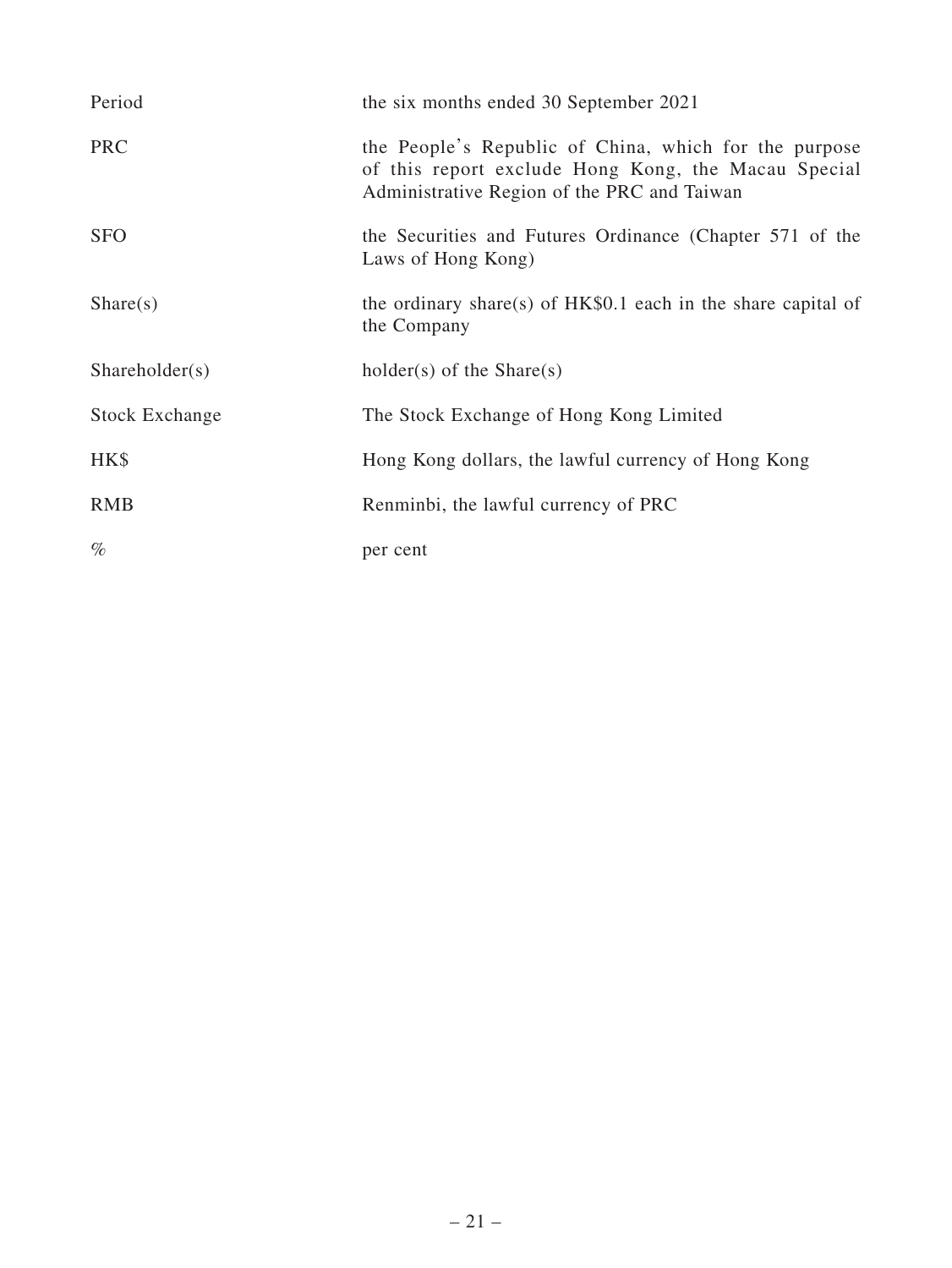| | |
|---|---|
| Period | the six months ended 30 September 2021 |
| PRC | the People's Republic of China, which for the purpose of this report exclude Hong Kong, the Macau Special Administrative Region of the PRC and Taiwan |
| SFO | the Securities and Futures Ordinance (Chapter 571 of the Laws of Hong Kong) |
| Share(s) | the ordinary share(s) of HK$0.1 each in the share capital of the Company |
| Shareholder(s) | holder(s) of the Share(s) |
| Stock Exchange | The Stock Exchange of Hong Kong Limited |
| HK$ | Hong Kong dollars, the lawful currency of Hong Kong |
| RMB | Renminbi, the lawful currency of PRC |
| % | per cent |